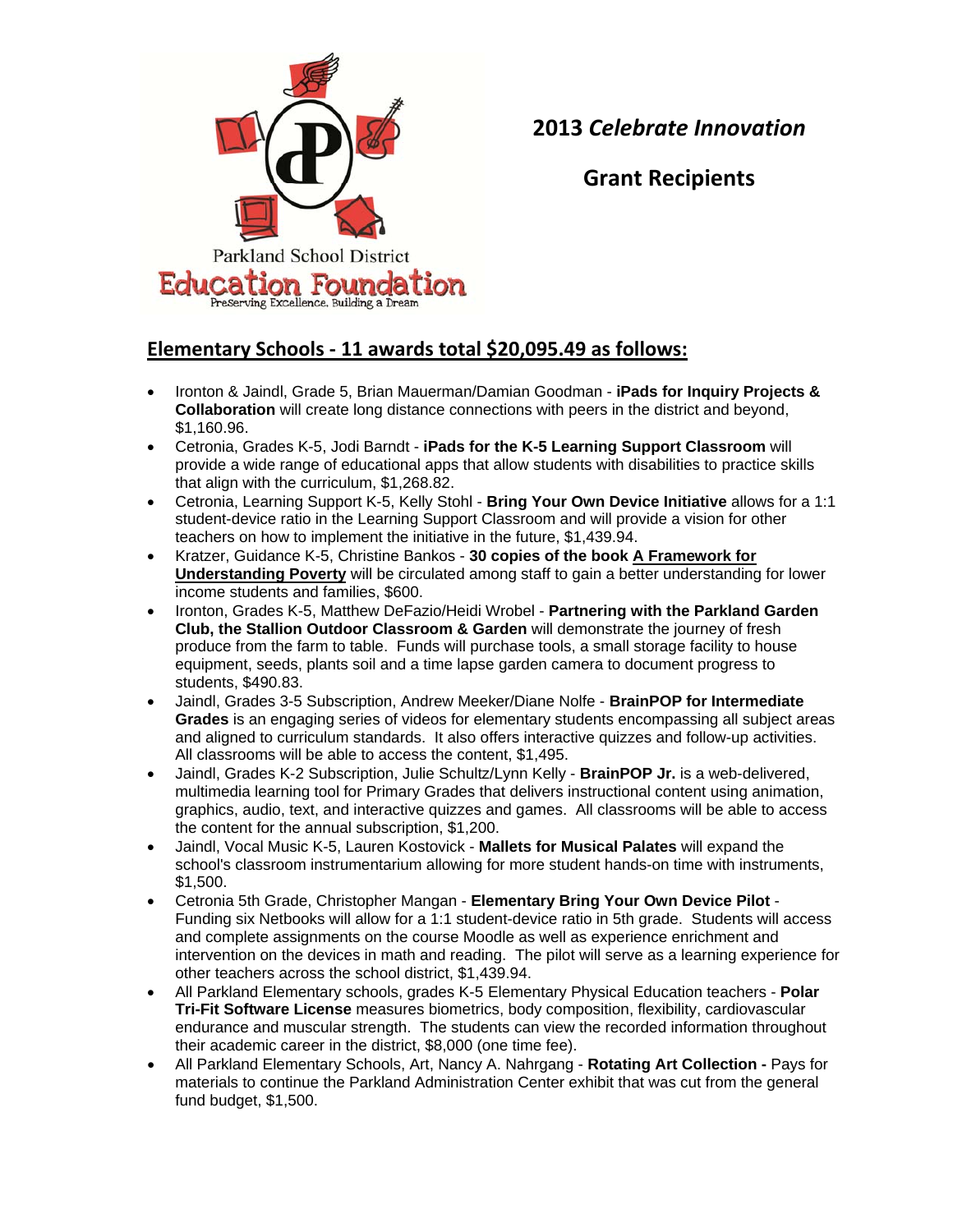Parkland School District

Education Foundation

Preserving Excellence, Building a Dream

# 2013 *Celebrate Innovation*

# Grant Recipients

## Elementary Schools - 11 awards total $20,095.49 as follows:

- Ironton & Jaindl, Grade 5, Brian Mauerman/Damian Goodman - **iPads for Inquiry Projects & Collaboration** will create long distance connections with peers in the district and beyond, $1,160.96.
- Cetronia, Grades K-5, Jodi Barndt - **iPads for the K-5 Learning Support Classroom** will provide a wide range of educational apps that allow students with disabilities to practice skills that align with the curriculum, $1,268.82.
- Cetronia, Learning Support K-5, Kelly Stohl - **Bring Your Own Device Initiative** allows for a 1:1 student-device ratio in the Learning Support Classroom and will provide a vision for other teachers on how to implement the initiative in the future, $1,439.94.
- Kratzer, Guidance K-5, Christine Bankos - **30 copies of the book <u>A Framework for Understanding Poverty</u>** will be circulated among staff to gain a better understanding for lower income students and families, $600.
- Ironton, Grades K-5, Matthew DeFazio/Heidi Wrobel - **Partnering with the Parkland Garden Club, the Stallion Outdoor Classroom & Garden** will demonstrate the journey of fresh produce from the farm to table. Funds will purchase tools, a small storage facility to house equipment, seeds, plants soil and a time lapse garden camera to document progress to students, $490.83.
- Jaindl, Grades 3-5 Subscription, Andrew Meeker/Diane Nolfe - **BrainPOP for Intermediate Grades** is an engaging series of videos for elementary students encompassing all subject areas and aligned to curriculum standards. It also offers interactive quizzes and follow-up activities. All classrooms will be able to access the content, $1,495.
- Jaindl, Grades K-2 Subscription, Julie Schultz/Lynn Kelly - **BrainPOP Jr.** is a web-delivered, multimedia learning tool for Primary Grades that delivers instructional content using animation, graphics, audio, text, and interactive quizzes and games. All classrooms will be able to access the content for the annual subscription, $1,200.
- Jaindl, Vocal Music K-5, Lauren Kostovick - **Mallets for Musical Palates** will expand the school's classroom instrumentarium allowing for more student hands-on time with instruments, $1,500.
- Cetronia 5th Grade, Christopher Mangan - **Elementary Bring Your Own Device Pilot** - Funding six Netbooks will allow for a 1:1 student-device ratio in 5th grade. Students will access and complete assignments on the course Moodle as well as experience enrichment and intervention on the devices in math and reading. The pilot will serve as a learning experience for other teachers across the school district, $1,439.94.
- All Parkland Elementary schools, grades K-5 Elementary Physical Education teachers - **Polar Tri-Fit Software License** measures biometrics, body composition, flexibility, cardiovascular endurance and muscular strength. The students can view the recorded information throughout their academic career in the district, $8,000 (one time fee).
- All Parkland Elementary Schools, Art, Nancy A. Nahrgang - **Rotating Art Collection -** Pays for materials to continue the Parkland Administration Center exhibit that was cut from the general fund budget, $1,500.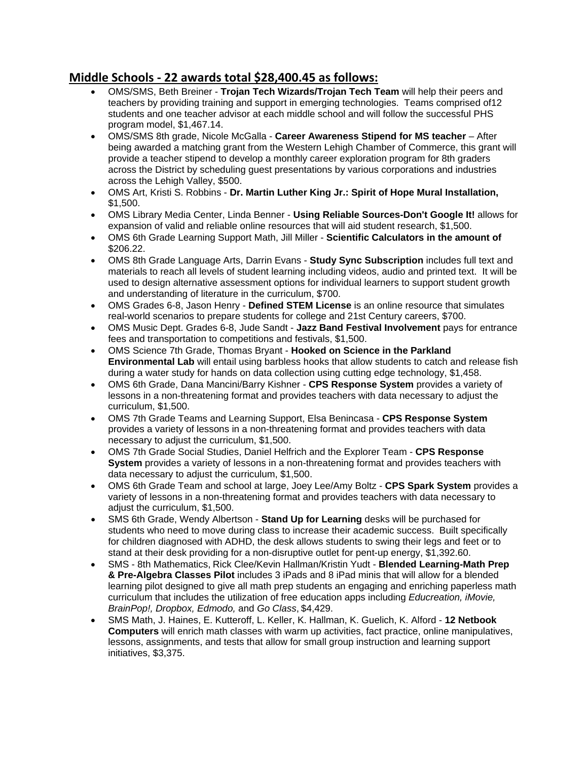## Middle Schools - 22 awards total $28,400.45 as follows:

- OMS/SMS, Beth Breiner - **Trojan Tech Wizards/Trojan Tech Team** will help their peers and teachers by providing training and support in emerging technologies. Teams comprised of12 students and one teacher advisor at each middle school and will follow the successful PHS program model, $1,467.14.
- OMS/SMS 8th grade, Nicole McGalla - **Career Awareness Stipend for MS teacher** – After being awarded a matching grant from the Western Lehigh Chamber of Commerce, this grant will provide a teacher stipend to develop a monthly career exploration program for 8th graders across the District by scheduling guest presentations by various corporations and industries across the Lehigh Valley, $500.
- OMS Art, Kristi S. Robbins - **Dr. Martin Luther King Jr.: Spirit of Hope Mural Installation,** $1,500.
- OMS Library Media Center, Linda Benner - **Using Reliable Sources-Don't Google It!** allows for expansion of valid and reliable online resources that will aid student research, $1,500.
- OMS 6th Grade Learning Support Math, Jill Miller - **Scientific Calculators in the amount of** $206.22.
- OMS 8th Grade Language Arts, Darrin Evans - **Study Sync Subscription** includes full text and materials to reach all levels of student learning including videos, audio and printed text. It will be used to design alternative assessment options for individual learners to support student growth and understanding of literature in the curriculum, $700.
- OMS Grades 6-8, Jason Henry - **Defined STEM License** is an online resource that simulates real-world scenarios to prepare students for college and 21st Century careers, $700.
- OMS Music Dept. Grades 6-8, Jude Sandt - **Jazz Band Festival Involvement** pays for entrance fees and transportation to competitions and festivals, $1,500.
- OMS Science 7th Grade, Thomas Bryant - **Hooked on Science in the Parkland Environmental Lab** will entail using barbless hooks that allow students to catch and release fish during a water study for hands on data collection using cutting edge technology, $1,458.
- OMS 6th Grade, Dana Mancini/Barry Kishner - **CPS Response System** provides a variety of lessons in a non-threatening format and provides teachers with data necessary to adjust the curriculum, $1,500.
- OMS 7th Grade Teams and Learning Support, Elsa Benincasa - **CPS Response System** provides a variety of lessons in a non-threatening format and provides teachers with data necessary to adjust the curriculum, $1,500.
- OMS 7th Grade Social Studies, Daniel Helfrich and the Explorer Team - **CPS Response System** provides a variety of lessons in a non-threatening format and provides teachers with data necessary to adjust the curriculum, $1,500.
- OMS 6th Grade Team and school at large, Joey Lee/Amy Boltz - **CPS Spark System** provides a variety of lessons in a non-threatening format and provides teachers with data necessary to adjust the curriculum, $1,500.
- SMS 6th Grade, Wendy Albertson - **Stand Up for Learning** desks will be purchased for students who need to move during class to increase their academic success. Built specifically for children diagnosed with ADHD, the desk allows students to swing their legs and feet or to stand at their desk providing for a non-disruptive outlet for pent-up energy, $1,392.60.
- SMS - 8th Mathematics, Rick Clee/Kevin Hallman/Kristin Yudt - **Blended Learning-Math Prep & Pre-Algebra Classes Pilot** includes 3 iPads and 8 iPad minis that will allow for a blended learning pilot designed to give all math prep students an engaging and enriching paperless math curriculum that includes the utilization of free education apps including *Educreation, iMovie, BrainPop!, Dropbox, Edmodo,* and *Go Class*, $4,429.
- SMS Math, J. Haines, E. Kutteroff, L. Keller, K. Hallman, K. Guelich, K. Alford - **12 Netbook Computers** will enrich math classes with warm up activities, fact practice, online manipulatives, lessons, assignments, and tests that allow for small group instruction and learning support initiatives, $3,375.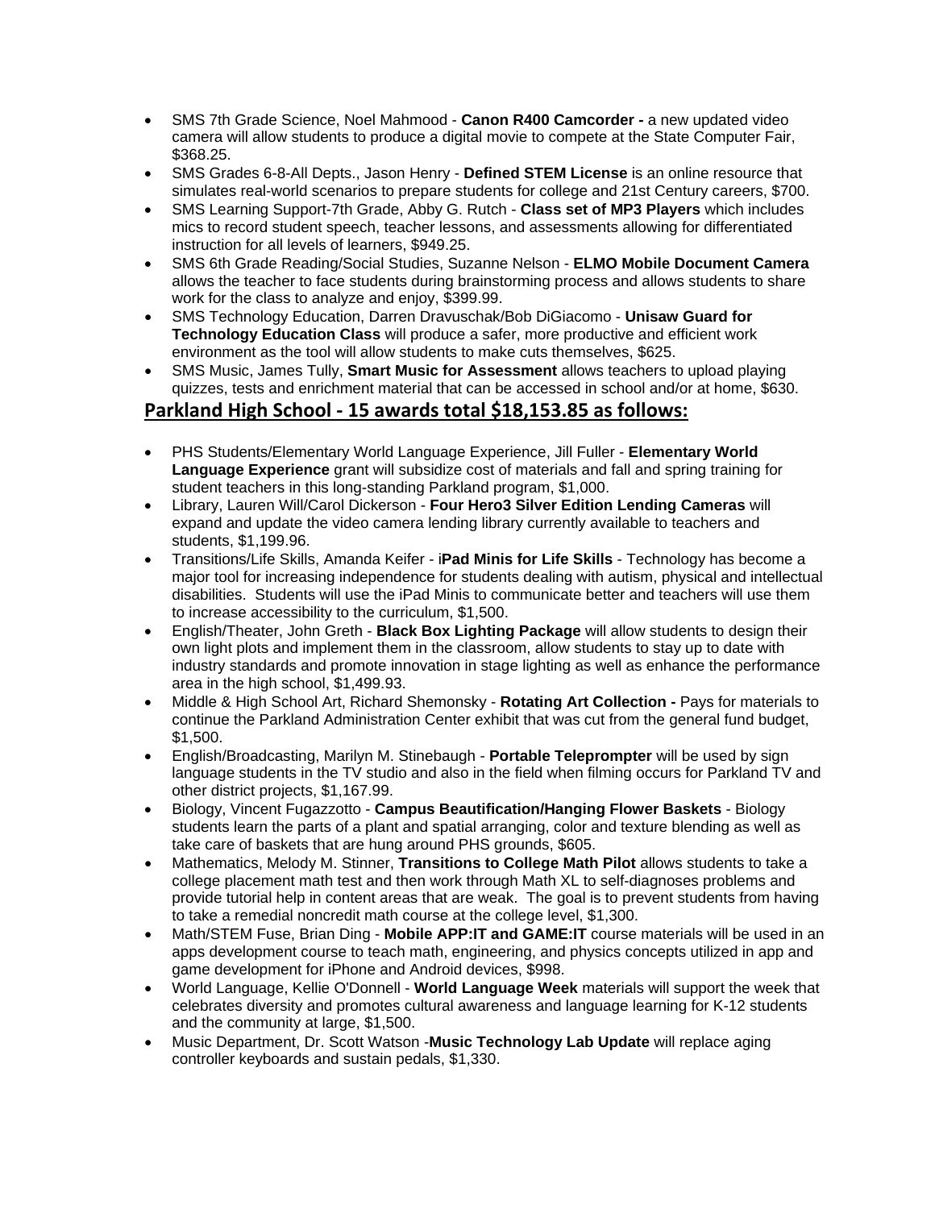- SMS 7th Grade Science, Noel Mahmood - **Canon R400 Camcorder -** a new updated video camera will allow students to produce a digital movie to compete at the State Computer Fair, $368.25.
- SMS Grades 6-8-All Depts., Jason Henry - **Defined STEM License** is an online resource that simulates real-world scenarios to prepare students for college and 21st Century careers, $700.
- SMS Learning Support-7th Grade, Abby G. Rutch - **Class set of MP3 Players** which includes mics to record student speech, teacher lessons, and assessments allowing for differentiated instruction for all levels of learners, $949.25.
- SMS 6th Grade Reading/Social Studies, Suzanne Nelson - **ELMO Mobile Document Camera** allows the teacher to face students during brainstorming process and allows students to share work for the class to analyze and enjoy, $399.99.
- SMS Technology Education, Darren Dravuschak/Bob DiGiacomo - **Unisaw Guard for Technology Education Class** will produce a safer, more productive and efficient work environment as the tool will allow students to make cuts themselves, $625.
- SMS Music, James Tully, **Smart Music for Assessment** allows teachers to upload playing quizzes, tests and enrichment material that can be accessed in school and/or at home, $630.

## Parkland High School - 15 awards total $18,153.85 as follows:

- PHS Students/Elementary World Language Experience, Jill Fuller - **Elementary World Language Experience** grant will subsidize cost of materials and fall and spring training for student teachers in this long-standing Parkland program, $1,000.
- Library, Lauren Will/Carol Dickerson - **Four Hero3 Silver Edition Lending Cameras** will expand and update the video camera lending library currently available to teachers and students, $1,199.96.
- Transitions/Life Skills, Amanda Keifer - i**Pad Minis for Life Skills** - Technology has become a major tool for increasing independence for students dealing with autism, physical and intellectual disabilities. Students will use the iPad Minis to communicate better and teachers will use them to increase accessibility to the curriculum, $1,500.
- English/Theater, John Greth - **Black Box Lighting Package** will allow students to design their own light plots and implement them in the classroom, allow students to stay up to date with industry standards and promote innovation in stage lighting as well as enhance the performance area in the high school, $1,499.93.
- Middle & High School Art, Richard Shemonsky - **Rotating Art Collection -** Pays for materials to continue the Parkland Administration Center exhibit that was cut from the general fund budget, $1,500.
- English/Broadcasting, Marilyn M. Stinebaugh - **Portable Teleprompter** will be used by sign language students in the TV studio and also in the field when filming occurs for Parkland TV and other district projects, $1,167.99.
- Biology, Vincent Fugazzotto - **Campus Beautification/Hanging Flower Baskets** - Biology students learn the parts of a plant and spatial arranging, color and texture blending as well as take care of baskets that are hung around PHS grounds, $605.
- Mathematics, Melody M. Stinner, **Transitions to College Math Pilot** allows students to take a college placement math test and then work through Math XL to self-diagnoses problems and provide tutorial help in content areas that are weak. The goal is to prevent students from having to take a remedial noncredit math course at the college level, $1,300.
- Math/STEM Fuse, Brian Ding - **Mobile APP:IT and GAME:IT** course materials will be used in an apps development course to teach math, engineering, and physics concepts utilized in app and game development for iPhone and Android devices, $998.
- World Language, Kellie O'Donnell - **World Language Week** materials will support the week that celebrates diversity and promotes cultural awareness and language learning for K-12 students and the community at large, $1,500.
- Music Department, Dr. Scott Watson -**Music Technology Lab Update** will replace aging controller keyboards and sustain pedals, $1,330.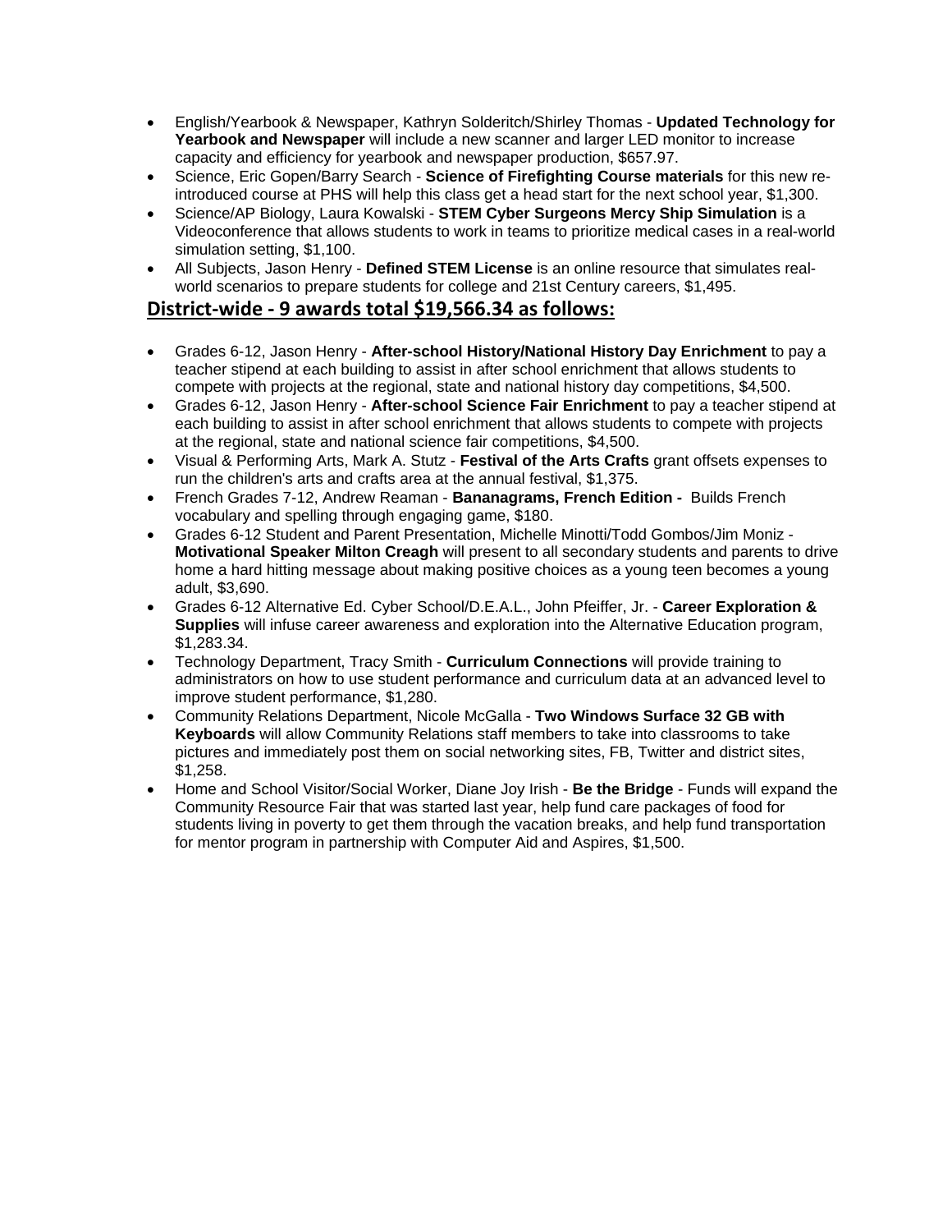- English/Yearbook & Newspaper, Kathryn Solderitch/Shirley Thomas - **Updated Technology for Yearbook and Newspaper** will include a new scanner and larger LED monitor to increase capacity and efficiency for yearbook and newspaper production, $657.97.
- Science, Eric Gopen/Barry Search - **Science of Firefighting Course materials** for this new re-introduced course at PHS will help this class get a head start for the next school year, $1,300.
- Science/AP Biology, Laura Kowalski - **STEM Cyber Surgeons Mercy Ship Simulation** is a Videoconference that allows students to work in teams to prioritize medical cases in a real-world simulation setting, $1,100.
- All Subjects, Jason Henry - **Defined STEM License** is an online resource that simulates real-world scenarios to prepare students for college and 21st Century careers, $1,495.

## District-wide - 9 awards total $19,566.34 as follows:

- Grades 6-12, Jason Henry - **After-school History/National History Day Enrichment** to pay a teacher stipend at each building to assist in after school enrichment that allows students to compete with projects at the regional, state and national history day competitions, $4,500.
- Grades 6-12, Jason Henry - **After-school Science Fair Enrichment** to pay a teacher stipend at each building to assist in after school enrichment that allows students to compete with projects at the regional, state and national science fair competitions, $4,500.
- Visual & Performing Arts, Mark A. Stutz - **Festival of the Arts Crafts** grant offsets expenses to run the children's arts and crafts area at the annual festival, $1,375.
- French Grades 7-12, Andrew Reaman - **Bananagrams, French Edition -** Builds French vocabulary and spelling through engaging game, $180.
- Grades 6-12 Student and Parent Presentation, Michelle Minotti/Todd Gombos/Jim Moniz - **Motivational Speaker Milton Creagh** will present to all secondary students and parents to drive home a hard hitting message about making positive choices as a young teen becomes a young adult, $3,690.
- Grades 6-12 Alternative Ed. Cyber School/D.E.A.L., John Pfeiffer, Jr. - **Career Exploration & Supplies** will infuse career awareness and exploration into the Alternative Education program, $1,283.34.
- Technology Department, Tracy Smith - **Curriculum Connections** will provide training to administrators on how to use student performance and curriculum data at an advanced level to improve student performance, $1,280.
- Community Relations Department, Nicole McGalla - **Two Windows Surface 32 GB with Keyboards** will allow Community Relations staff members to take into classrooms to take pictures and immediately post them on social networking sites, FB, Twitter and district sites, $1,258.
- Home and School Visitor/Social Worker, Diane Joy Irish - **Be the Bridge** - Funds will expand the Community Resource Fair that was started last year, help fund care packages of food for students living in poverty to get them through the vacation breaks, and help fund transportation for mentor program in partnership with Computer Aid and Aspires, $1,500.